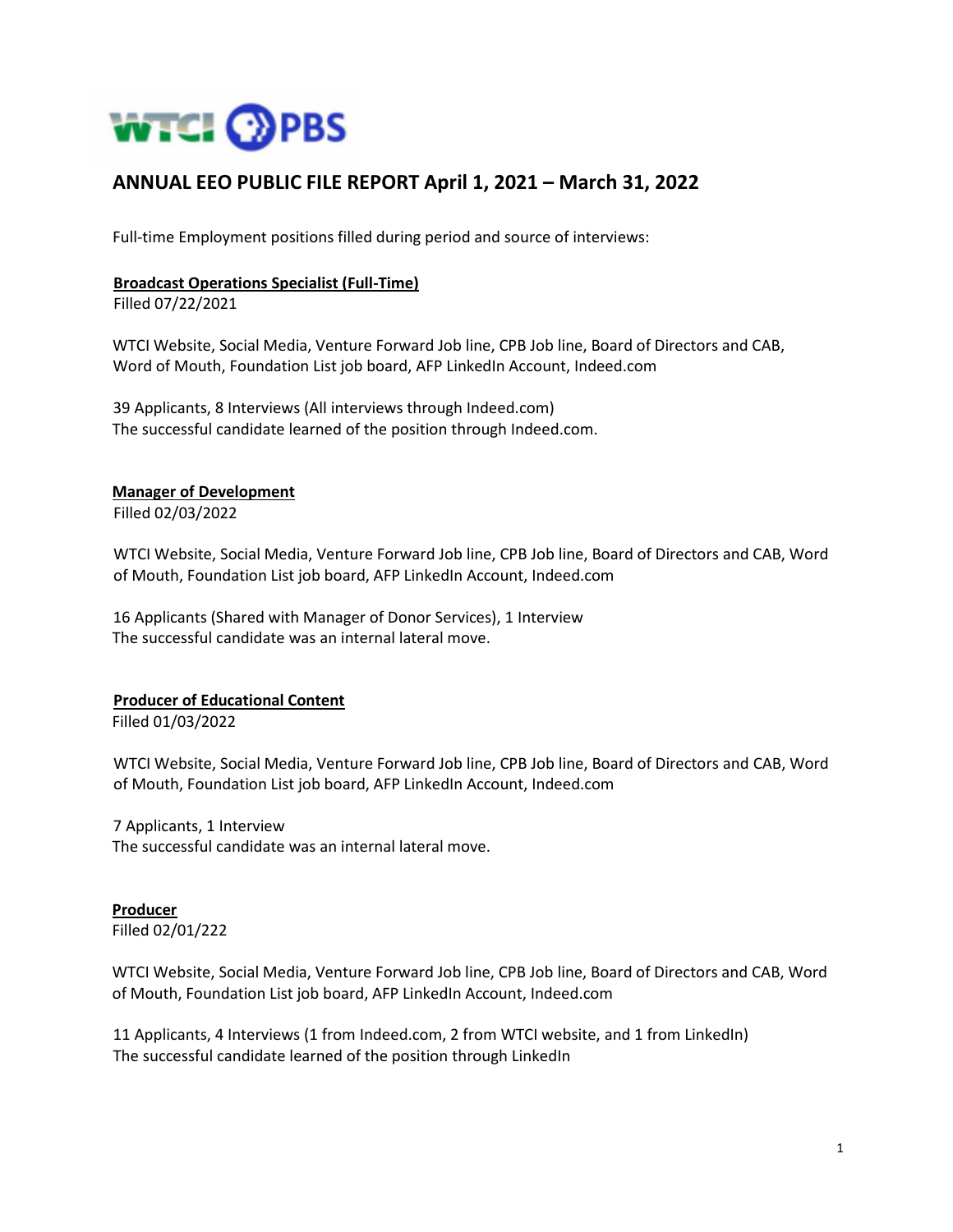# ANNUAL EEO PUBLIC FILE REPORT April 1, 2021 – March 31, 2022

Full-time Employment positions filled during period and source of interviews:

**Broadcast Operations Specialist (Full-Time)**
Filled 07/22/2021

WTCI Website, Social Media, Venture Forward Job line, CPB Job line, Board of Directors and CAB, Word of Mouth, Foundation List job board, AFP LinkedIn Account, Indeed.com

39 Applicants, 8 Interviews (All interviews through Indeed.com)
The successful candidate learned of the position through Indeed.com.

**Manager of Development**
Filled 02/03/2022

WTCI Website, Social Media, Venture Forward Job line, CPB Job line, Board of Directors and CAB, Word of Mouth, Foundation List job board, AFP LinkedIn Account, Indeed.com

16 Applicants (Shared with Manager of Donor Services), 1 Interview
The successful candidate was an internal lateral move.

**Producer of Educational Content**
Filled 01/03/2022

WTCI Website, Social Media, Venture Forward Job line, CPB Job line, Board of Directors and CAB, Word of Mouth, Foundation List job board, AFP LinkedIn Account, Indeed.com

7 Applicants, 1 Interview
The successful candidate was an internal lateral move.

**Producer**
Filled 02/01/222

WTCI Website, Social Media, Venture Forward Job line, CPB Job line, Board of Directors and CAB, Word of Mouth, Foundation List job board, AFP LinkedIn Account, Indeed.com

11 Applicants, 4 Interviews (1 from Indeed.com, 2 from WTCI website, and 1 from LinkedIn)
The successful candidate learned of the position through LinkedIn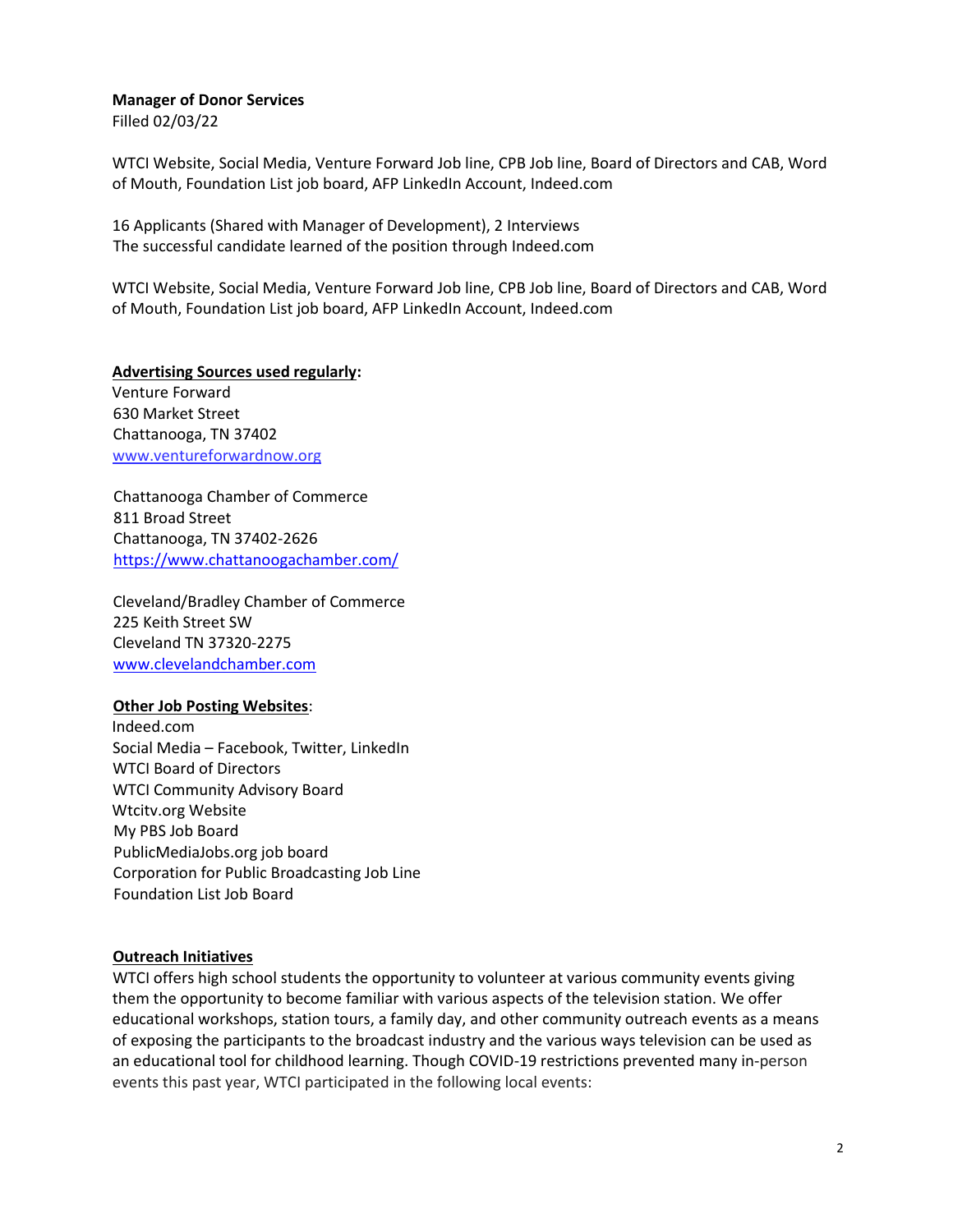**Manager of Donor Services**
Filled 02/03/22

WTCI Website, Social Media, Venture Forward Job line, CPB Job line, Board of Directors and CAB, Word of Mouth, Foundation List job board, AFP LinkedIn Account, Indeed.com

16 Applicants (Shared with Manager of Development), 2 Interviews
The successful candidate learned of the position through Indeed.com

WTCI Website, Social Media, Venture Forward Job line, CPB Job line, Board of Directors and CAB, Word of Mouth, Foundation List job board, AFP LinkedIn Account, Indeed.com

**Advertising Sources used regularly:**

Venture Forward
630 Market Street
Chattanooga, TN 37402
www.ventureforwardnow.org

Chattanooga Chamber of Commerce
811 Broad Street
Chattanooga, TN 37402-2626
https://www.chattanoogachamber.com/

Cleveland/Bradley Chamber of Commerce
225 Keith Street SW
Cleveland TN 37320-2275
www.clevelandchamber.com

**Other Job Posting Websites**:

Indeed.com
Social Media – Facebook, Twitter, LinkedIn
WTCI Board of Directors
WTCI Community Advisory Board
Wtcitv.org Website
My PBS Job Board
PublicMediaJobs.org job board
Corporation for Public Broadcasting Job Line
Foundation List Job Board

**Outreach Initiatives**

WTCI offers high school students the opportunity to volunteer at various community events giving them the opportunity to become familiar with various aspects of the television station. We offer educational workshops, station tours, a family day, and other community outreach events as a means of exposing the participants to the broadcast industry and the various ways television can be used as an educational tool for childhood learning. Though COVID-19 restrictions prevented many in-person events this past year, WTCI participated in the following local events: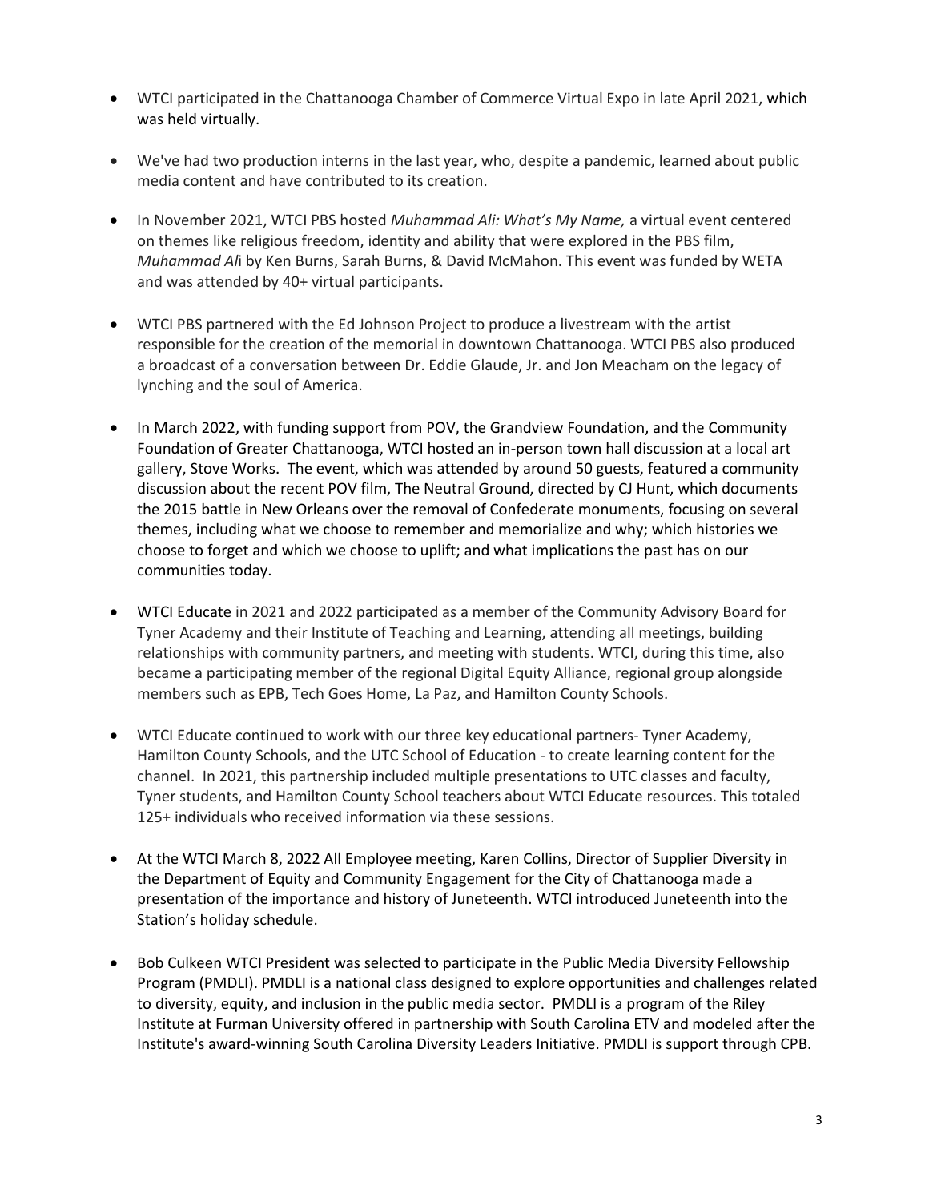- WTCI participated in the Chattanooga Chamber of Commerce Virtual Expo in late April 2021, which was held virtually.

- We've had two production interns in the last year, who, despite a pandemic, learned about public media content and have contributed to its creation.

- In November 2021, WTCI PBS hosted *Muhammad Ali: What's My Name,* a virtual event centered on themes like religious freedom, identity and ability that were explored in the PBS film, *Muhammad Al*i by Ken Burns, Sarah Burns, & David McMahon. This event was funded by WETA and was attended by 40+ virtual participants.

- WTCI PBS partnered with the Ed Johnson Project to produce a livestream with the artist responsible for the creation of the memorial in downtown Chattanooga. WTCI PBS also produced a broadcast of a conversation between Dr. Eddie Glaude, Jr. and Jon Meacham on the legacy of lynching and the soul of America.

- In March 2022, with funding support from POV, the Grandview Foundation, and the Community Foundation of Greater Chattanooga, WTCI hosted an in-person town hall discussion at a local art gallery, Stove Works. The event, which was attended by around 50 guests, featured a community discussion about the recent POV film, The Neutral Ground, directed by CJ Hunt, which documents the 2015 battle in New Orleans over the removal of Confederate monuments, focusing on several themes, including what we choose to remember and memorialize and why; which histories we choose to forget and which we choose to uplift; and what implications the past has on our communities today.

- WTCI Educate in 2021 and 2022 participated as a member of the Community Advisory Board for Tyner Academy and their Institute of Teaching and Learning, attending all meetings, building relationships with community partners, and meeting with students. WTCI, during this time, also became a participating member of the regional Digital Equity Alliance, regional group alongside members such as EPB, Tech Goes Home, La Paz, and Hamilton County Schools.

- WTCI Educate continued to work with our three key educational partners- Tyner Academy, Hamilton County Schools, and the UTC School of Education - to create learning content for the channel. In 2021, this partnership included multiple presentations to UTC classes and faculty, Tyner students, and Hamilton County School teachers about WTCI Educate resources. This totaled 125+ individuals who received information via these sessions.

- At the WTCI March 8, 2022 All Employee meeting, Karen Collins, Director of Supplier Diversity in the Department of Equity and Community Engagement for the City of Chattanooga made a presentation of the importance and history of Juneteenth. WTCI introduced Juneteenth into the Station's holiday schedule.

- Bob Culkeen WTCI President was selected to participate in the Public Media Diversity Fellowship Program (PMDLI). PMDLI is a national class designed to explore opportunities and challenges related to diversity, equity, and inclusion in the public media sector. PMDLI is a program of the Riley Institute at Furman University offered in partnership with South Carolina ETV and modeled after the Institute's award-winning South Carolina Diversity Leaders Initiative. PMDLI is support through CPB.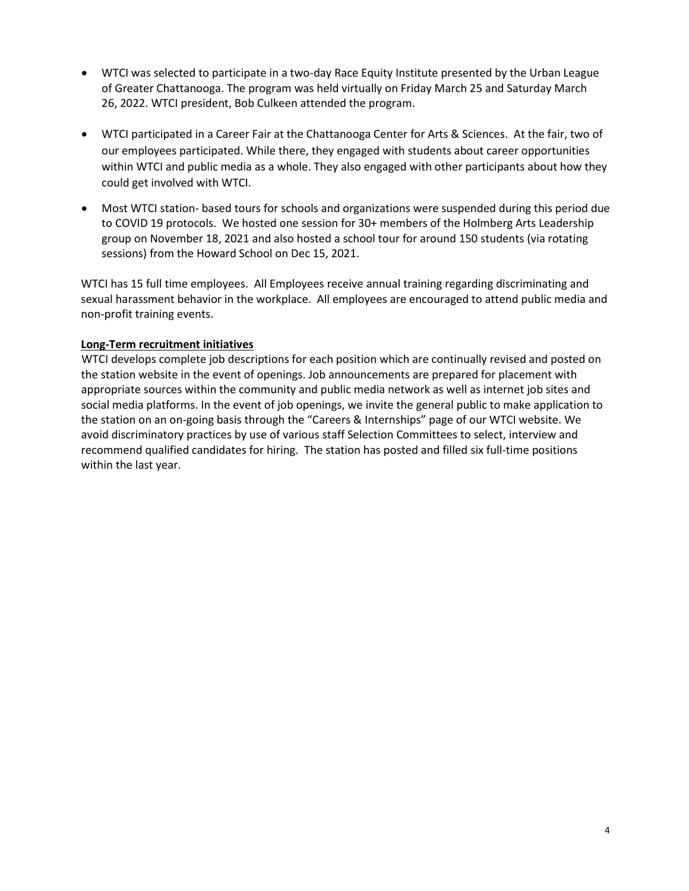- WTCI was selected to participate in a two-day Race Equity Institute presented by the Urban League of Greater Chattanooga. The program was held virtually on Friday March 25 and Saturday March 26, 2022. WTCI president, Bob Culkeen attended the program.
- WTCI participated in a Career Fair at the Chattanooga Center for Arts & Sciences. At the fair, two of our employees participated. While there, they engaged with students about career opportunities within WTCI and public media as a whole. They also engaged with other participants about how they could get involved with WTCI.
- Most WTCI station- based tours for schools and organizations were suspended during this period due to COVID 19 protocols. We hosted one session for 30+ members of the Holmberg Arts Leadership group on November 18, 2021 and also hosted a school tour for around 150 students (via rotating sessions) from the Howard School on Dec 15, 2021.

WTCI has 15 full time employees. All Employees receive annual training regarding discriminating and sexual harassment behavior in the workplace. All employees are encouraged to attend public media and non-profit training events.

**Long-Term recruitment initiatives**

WTCI develops complete job descriptions for each position which are continually revised and posted on the station website in the event of openings. Job announcements are prepared for placement with appropriate sources within the community and public media network as well as internet job sites and social media platforms. In the event of job openings, we invite the general public to make application to the station on an on-going basis through the "Careers & Internships" page of our WTCI website. We avoid discriminatory practices by use of various staff Selection Committees to select, interview and recommend qualified candidates for hiring. The station has posted and filled six full-time positions within the last year.